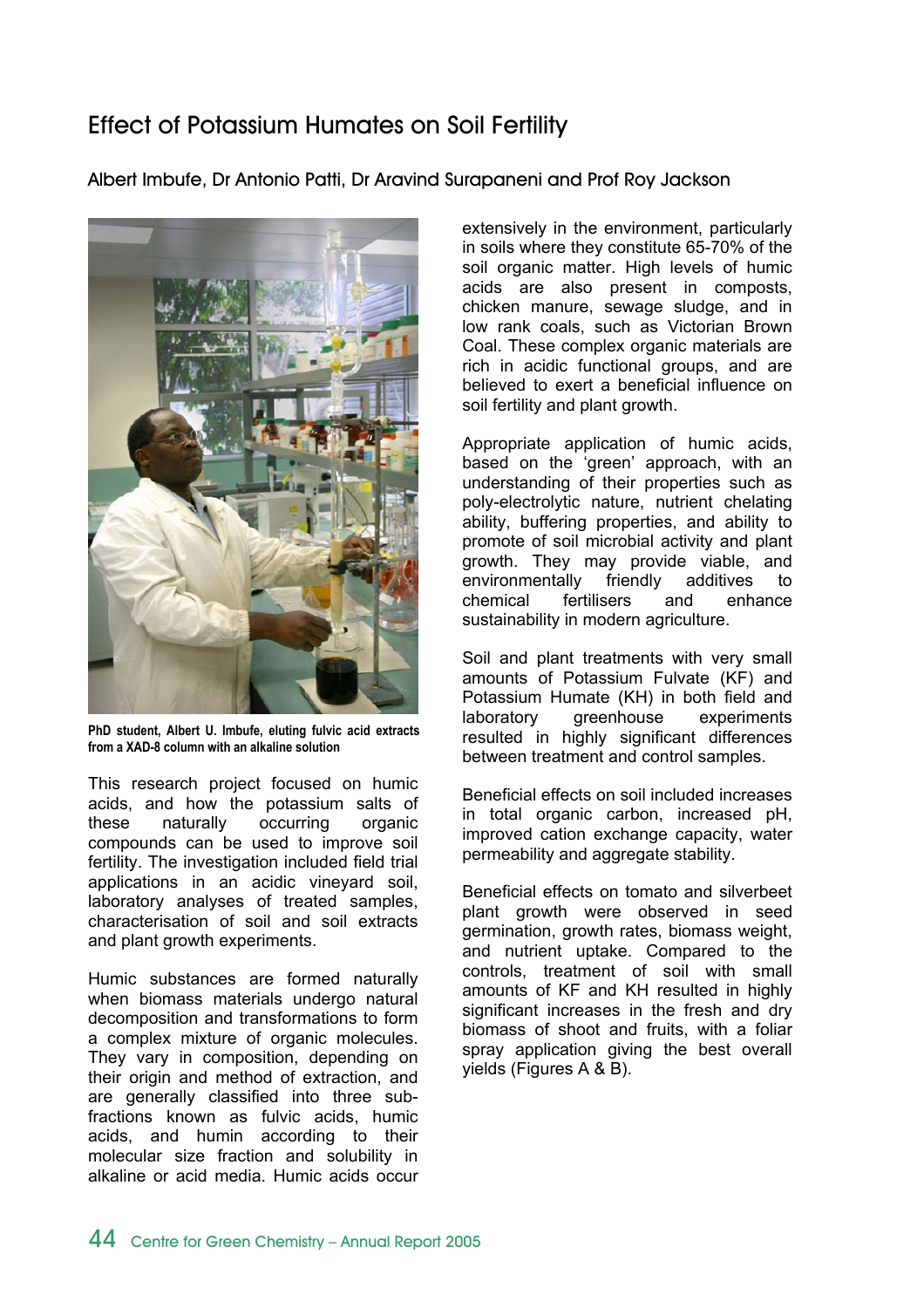# Effect of Potassium Humates on Soil Fertility

Albert Imbufe, Dr Antonio Patti, Dr Aravind Surapaneni and Prof Roy Jackson

**PhD student, Albert U. Imbufe, eluting fulvic acid extracts from a XAD-8 column with an alkaline solution**

This research project focused on humic acids, and how the potassium salts of these naturally occurring organic compounds can be used to improve soil fertility. The investigation included field trial applications in an acidic vineyard soil, laboratory analyses of treated samples, characterisation of soil and soil extracts and plant growth experiments.

Humic substances are formed naturally when biomass materials undergo natural decomposition and transformations to form a complex mixture of organic molecules. They vary in composition, depending on their origin and method of extraction, and are generally classified into three sub-fractions known as fulvic acids, humic acids, and humin according to their molecular size fraction and solubility in alkaline or acid media. Humic acids occur extensively in the environment, particularly in soils where they constitute 65-70% of the soil organic matter. High levels of humic acids are also present in composts, chicken manure, sewage sludge, and in low rank coals, such as Victorian Brown Coal. These complex organic materials are rich in acidic functional groups, and are believed to exert a beneficial influence on soil fertility and plant growth.

Appropriate application of humic acids, based on the 'green' approach, with an understanding of their properties such as poly-electrolytic nature, nutrient chelating ability, buffering properties, and ability to promote of soil microbial activity and plant growth. They may provide viable, and environmentally friendly additives to chemical fertilisers and enhance sustainability in modern agriculture.

Soil and plant treatments with very small amounts of Potassium Fulvate (KF) and Potassium Humate (KH) in both field and laboratory greenhouse experiments resulted in highly significant differences between treatment and control samples.

Beneficial effects on soil included increases in total organic carbon, increased pH, improved cation exchange capacity, water permeability and aggregate stability.

Beneficial effects on tomato and silverbeet plant growth were observed in seed germination, growth rates, biomass weight, and nutrient uptake. Compared to the controls, treatment of soil with small amounts of KF and KH resulted in highly significant increases in the fresh and dry biomass of shoot and fruits, with a foliar spray application giving the best overall yields (Figures A & B).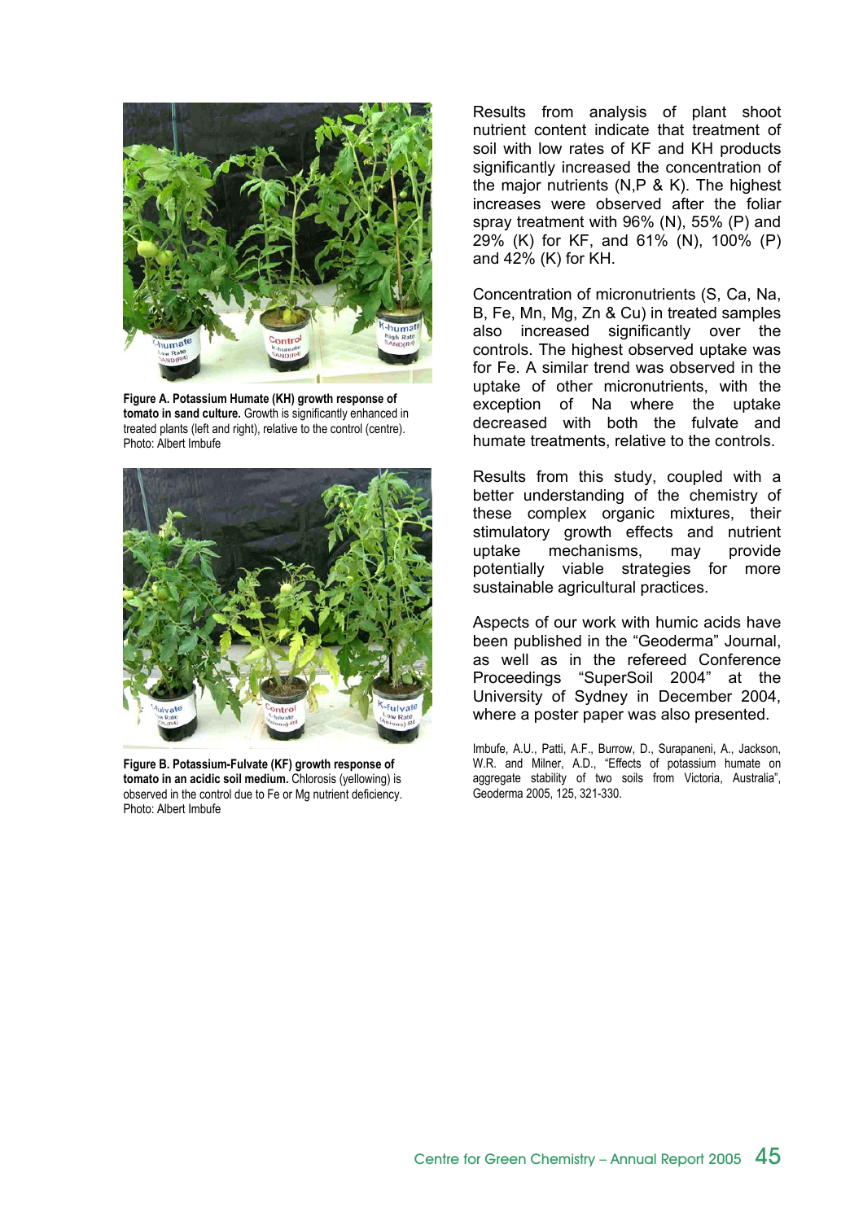**Figure A. Potassium Humate (KH) growth response of tomato in sand culture.** Growth is significantly enhanced in treated plants (left and right), relative to the control (centre). Photo: Albert Imbufe

**Figure B. Potassium-Fulvate (KF) growth response of tomato in an acidic soil medium.** Chlorosis (yellowing) is observed in the control due to Fe or Mg nutrient deficiency. Photo: Albert Imbufe

Results from analysis of plant shoot nutrient content indicate that treatment of soil with low rates of KF and KH products significantly increased the concentration of the major nutrients (N,P & K). The highest increases were observed after the foliar spray treatment with 96% (N), 55% (P) and 29% (K) for KF, and 61% (N), 100% (P) and 42% (K) for KH.

Concentration of micronutrients (S, Ca, Na, B, Fe, Mn, Mg, Zn & Cu) in treated samples also increased significantly over the controls. The highest observed uptake was for Fe. A similar trend was observed in the uptake of other micronutrients, with the exception of Na where the uptake decreased with both the fulvate and humate treatments, relative to the controls.

Results from this study, coupled with a better understanding of the chemistry of these complex organic mixtures, their stimulatory growth effects and nutrient uptake mechanisms, may provide potentially viable strategies for more sustainable agricultural practices.

Aspects of our work with humic acids have been published in the "Geoderma" Journal, as well as in the refereed Conference Proceedings "SuperSoil 2004" at the University of Sydney in December 2004, where a poster paper was also presented.

Imbufe, A.U., Patti, A.F., Burrow, D., Surapaneni, A., Jackson, W.R. and Milner, A.D., "Effects of potassium humate on aggregate stability of two soils from Victoria, Australia", Geoderma 2005, 125, 321-330.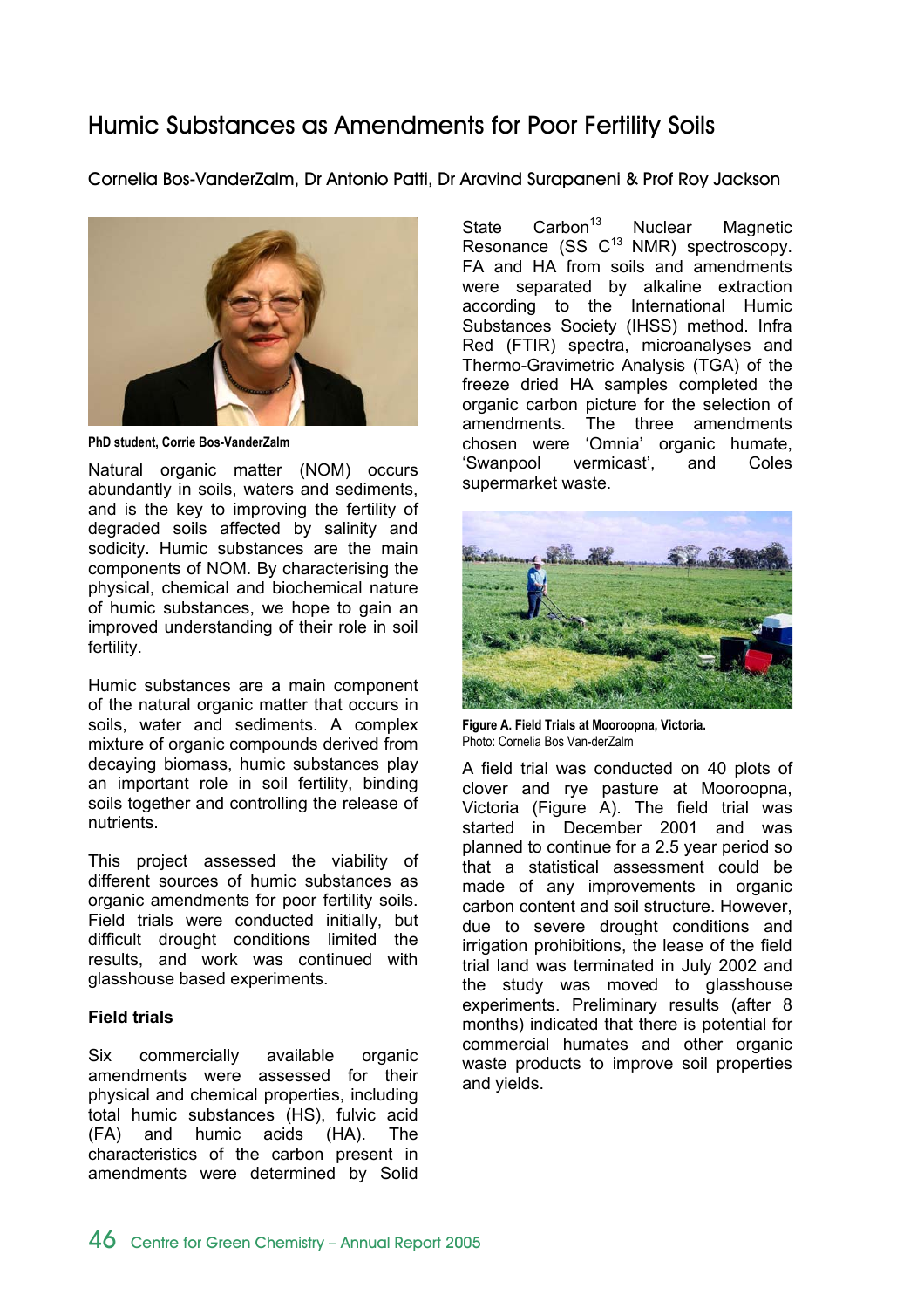# Humic Substances as Amendments for Poor Fertility Soils

Cornelia Bos-VanderZalm, Dr Antonio Patti, Dr Aravind Surapaneni & Prof Roy Jackson

PhD student, Corrie Bos-VanderZalm

Natural organic matter (NOM) occurs abundantly in soils, waters and sediments, and is the key to improving the fertility of degraded soils affected by salinity and sodicity. Humic substances are the main components of NOM. By characterising the physical, chemical and biochemical nature of humic substances, we hope to gain an improved understanding of their role in soil fertility.

Humic substances are a main component of the natural organic matter that occurs in soils, water and sediments. A complex mixture of organic compounds derived from decaying biomass, humic substances play an important role in soil fertility, binding soils together and controlling the release of nutrients.

This project assessed the viability of different sources of humic substances as organic amendments for poor fertility soils. Field trials were conducted initially, but difficult drought conditions limited the results, and work was continued with glasshouse based experiments.

**Field trials**

Six commercially available organic amendments were assessed for their physical and chemical properties, including total humic substances (HS), fulvic acid (FA) and humic acids (HA). The characteristics of the carbon present in amendments were determined by Solid State Carbon$^{13}$ Nuclear Magnetic Resonance (SS $C^{13}$ NMR) spectroscopy. FA and HA from soils and amendments were separated by alkaline extraction according to the International Humic Substances Society (IHSS) method. Infra Red (FTIR) spectra, microanalyses and Thermo-Gravimetric Analysis (TGA) of the freeze dried HA samples completed the organic carbon picture for the selection of amendments. The three amendments chosen were 'Omnia' organic humate, 'Swanpool vermicast', and Coles supermarket waste.

**Figure A. Field Trials at Mooroopna, Victoria.**
Photo: Cornelia Bos Van-derZalm

A field trial was conducted on 40 plots of clover and rye pasture at Mooroopna, Victoria (Figure A). The field trial was started in December 2001 and was planned to continue for a 2.5 year period so that a statistical assessment could be made of any improvements in organic carbon content and soil structure. However, due to severe drought conditions and irrigation prohibitions, the lease of the field trial land was terminated in July 2002 and the study was moved to glasshouse experiments. Preliminary results (after 8 months) indicated that there is potential for commercial humates and other organic waste products to improve soil properties and yields.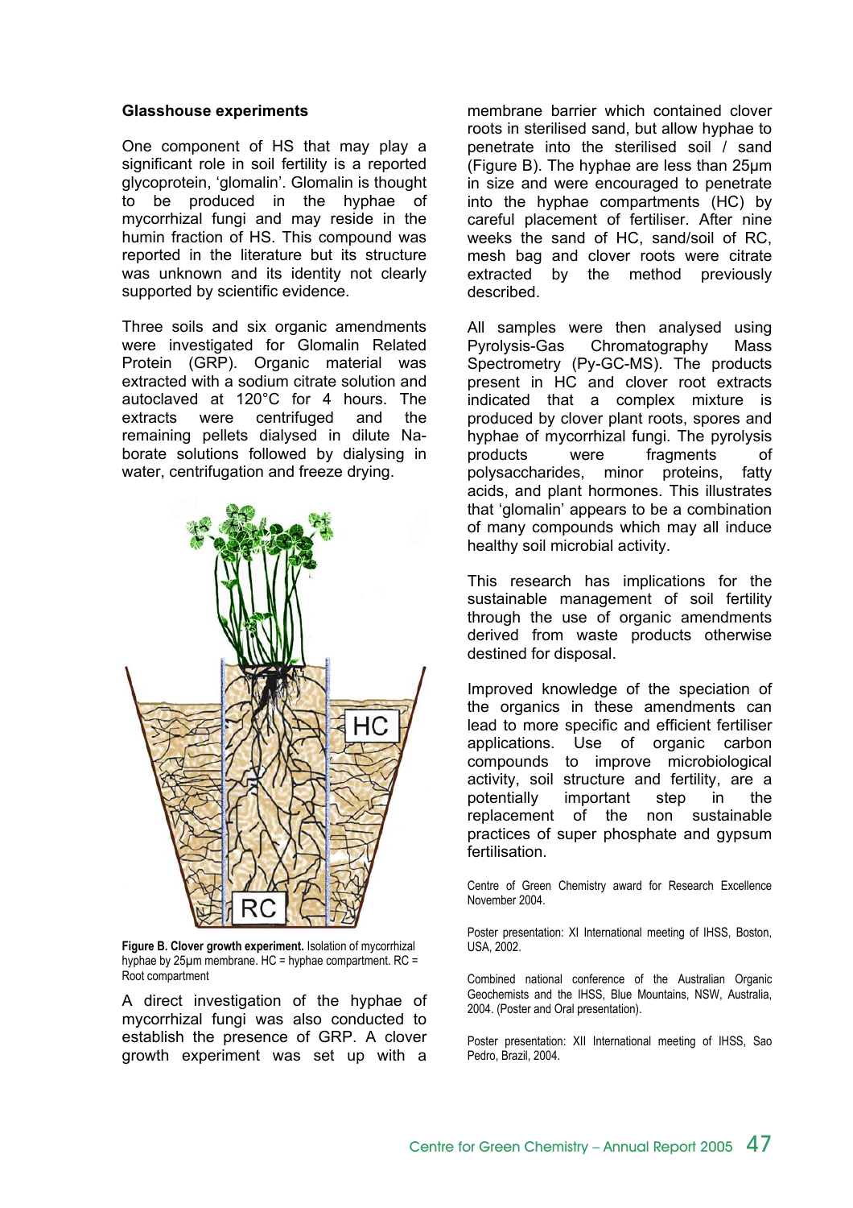### Glasshouse experiments

One component of HS that may play a significant role in soil fertility is a reported glycoprotein, 'glomalin'. Glomalin is thought to be produced in the hyphae of mycorrhizal fungi and may reside in the humin fraction of HS. This compound was reported in the literature but its structure was unknown and its identity not clearly supported by scientific evidence.

Three soils and six organic amendments were investigated for Glomalin Related Protein (GRP). Organic material was extracted with a sodium citrate solution and autoclaved at 120°C for 4 hours. The extracts were centrifuged and the remaining pellets dialysed in dilute Na-borate solutions followed by dialysing in water, centrifugation and freeze drying.

**Figure B. Clover growth experiment.** Isolation of mycorrhizal hyphae by 25μm membrane. HC = hyphae compartment. RC = Root compartment

A direct investigation of the hyphae of mycorrhizal fungi was also conducted to establish the presence of GRP. A clover growth experiment was set up with a membrane barrier which contained clover roots in sterilised sand, but allow hyphae to penetrate into the sterilised soil / sand (Figure B). The hyphae are less than 25μm in size and were encouraged to penetrate into the hyphae compartments (HC) by careful placement of fertiliser. After nine weeks the sand of HC, sand/soil of RC, mesh bag and clover roots were citrate extracted by the method previously described.

All samples were then analysed using Pyrolysis-Gas Chromatography Mass Spectrometry (Py-GC-MS). The products present in HC and clover root extracts indicated that a complex mixture is produced by clover plant roots, spores and hyphae of mycorrhizal fungi. The pyrolysis products were fragments of polysaccharides, minor proteins, fatty acids, and plant hormones. This illustrates that 'glomalin' appears to be a combination of many compounds which may all induce healthy soil microbial activity.

This research has implications for the sustainable management of soil fertility through the use of organic amendments derived from waste products otherwise destined for disposal.

Improved knowledge of the speciation of the organics in these amendments can lead to more specific and efficient fertiliser applications. Use of organic carbon compounds to improve microbiological activity, soil structure and fertility, are a potentially important step in the replacement of the non sustainable practices of super phosphate and gypsum fertilisation.

Centre of Green Chemistry award for Research Excellence November 2004.

Poster presentation: XI International meeting of IHSS, Boston, USA, 2002.

Combined national conference of the Australian Organic Geochemists and the IHSS, Blue Mountains, NSW, Australia, 2004. (Poster and Oral presentation).

Poster presentation: XII International meeting of IHSS, Sao Pedro, Brazil, 2004.